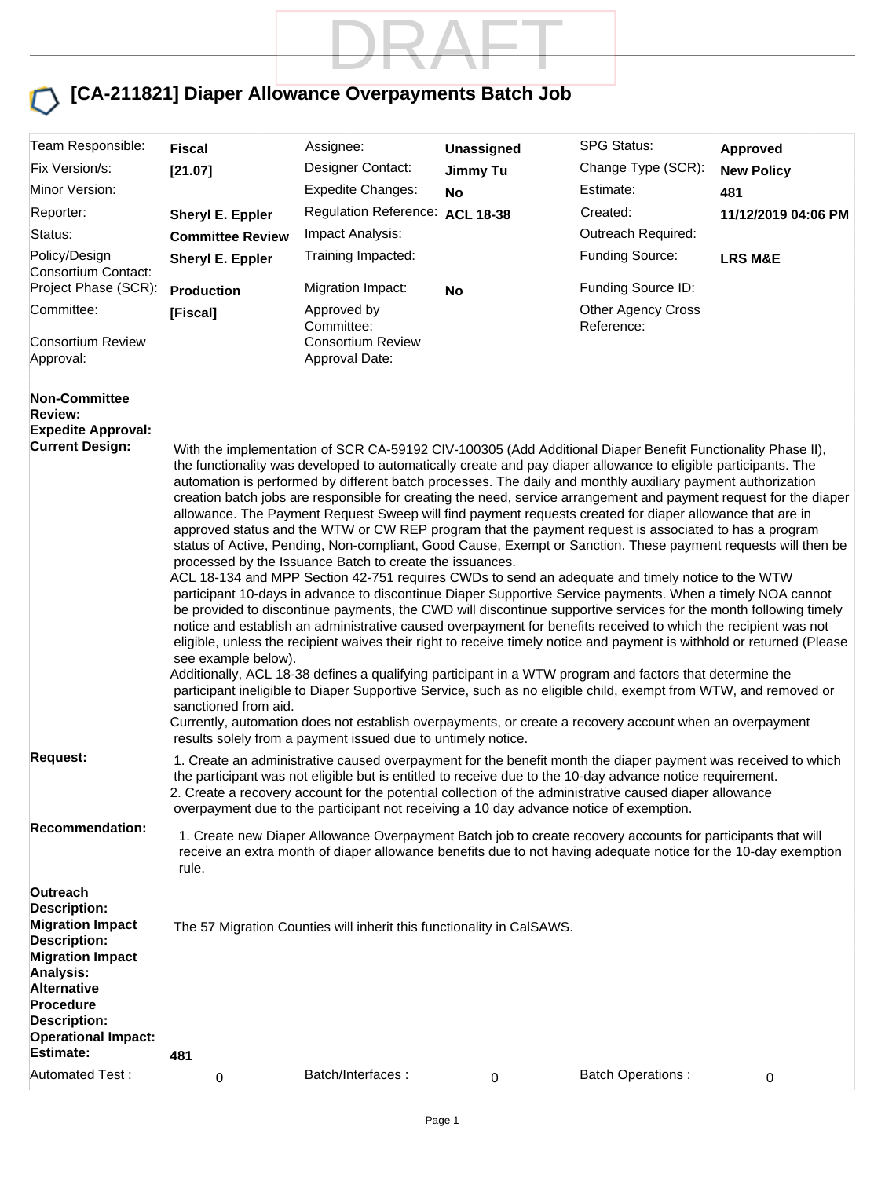DRAFT

# [CA-211821] Diaper Allowance Overpayments Batch Job

| | | | | | |
|---|---|---|---|---|---|
| Team Responsible: | **Fiscal** | Assignee: | **Unassigned** | SPG Status: | **Approved** |
| Fix Version/s: | **[21.07]** | Designer Contact: | **Jimmy Tu** | Change Type (SCR): | **New Policy** |
| Minor Version: | | Expedite Changes: | **No** | Estimate: | **481** |
| Reporter: | **Sheryl E. Eppler** | Regulation Reference: | **ACL 18-38** | Created: | **11/12/2019 04:06 PM** |
| Status: | **Committee Review** | Impact Analysis: | | Outreach Required: | |
| Policy/Design Consortium Contact: | **Sheryl E. Eppler** | Training Impacted: | | Funding Source: | **LRS M&E** |
| Project Phase (SCR): | **Production** | Migration Impact: | **No** | Funding Source ID: | |
| Committee: | **[Fiscal]** | Approved by Committee: | | Other Agency Cross Reference: | |
| Consortium Review Approval: | | Consortium Review Approval Date: | | | |

**Non-Committee Review:**

**Expedite Approval:**

**Current Design:**

With the implementation of SCR CA-59192 CIV-100305 (Add Additional Diaper Benefit Functionality Phase II), the functionality was developed to automatically create and pay diaper allowance to eligible participants. The automation is performed by different batch processes. The daily and monthly auxiliary payment authorization creation batch jobs are responsible for creating the need, service arrangement and payment request for the diaper allowance. The Payment Request Sweep will find payment requests created for diaper allowance that are in approved status and the WTW or CW REP program that the payment request is associated to has a program status of Active, Pending, Non-compliant, Good Cause, Exempt or Sanction. These payment requests will then be processed by the Issuance Batch to create the issuances.

ACL 18-134 and MPP Section 42-751 requires CWDs to send an adequate and timely notice to the WTW participant 10-days in advance to discontinue Diaper Supportive Service payments. When a timely NOA cannot be provided to discontinue payments, the CWD will discontinue supportive services for the month following timely notice and establish an administrative caused overpayment for benefits received to which the recipient was not eligible, unless the recipient waives their right to receive timely notice and payment is withhold or returned (Please see example below).

Additionally, ACL 18-38 defines a qualifying participant in a WTW program and factors that determine the participant ineligible to Diaper Supportive Service, such as no eligible child, exempt from WTW, and removed or sanctioned from aid.

Currently, automation does not establish overpayments, or create a recovery account when an overpayment results solely from a payment issued due to untimely notice.

**Request:**

1. Create an administrative caused overpayment for the benefit month the diaper payment was received to which the participant was not eligible but is entitled to receive due to the 10-day advance notice requirement.
2. Create a recovery account for the potential collection of the administrative caused diaper allowance overpayment due to the participant not receiving a 10 day advance notice of exemption.

**Recommendation:**

1. Create new Diaper Allowance Overpayment Batch job to create recovery accounts for participants that will receive an extra month of diaper allowance benefits due to not having adequate notice for the 10-day exemption rule.

**Outreach Description:**

**Migration Impact Description:** The 57 Migration Counties will inherit this functionality in CalSAWS.

**Migration Impact Analysis:**

**Alternative Procedure Description:**

**Operational Impact:**

**Estimate:** 481

| | | | | | |
|---|---|---|---|---|---|
| Automated Test : | 0 | Batch/Interfaces : | 0 | Batch Operations : | 0 |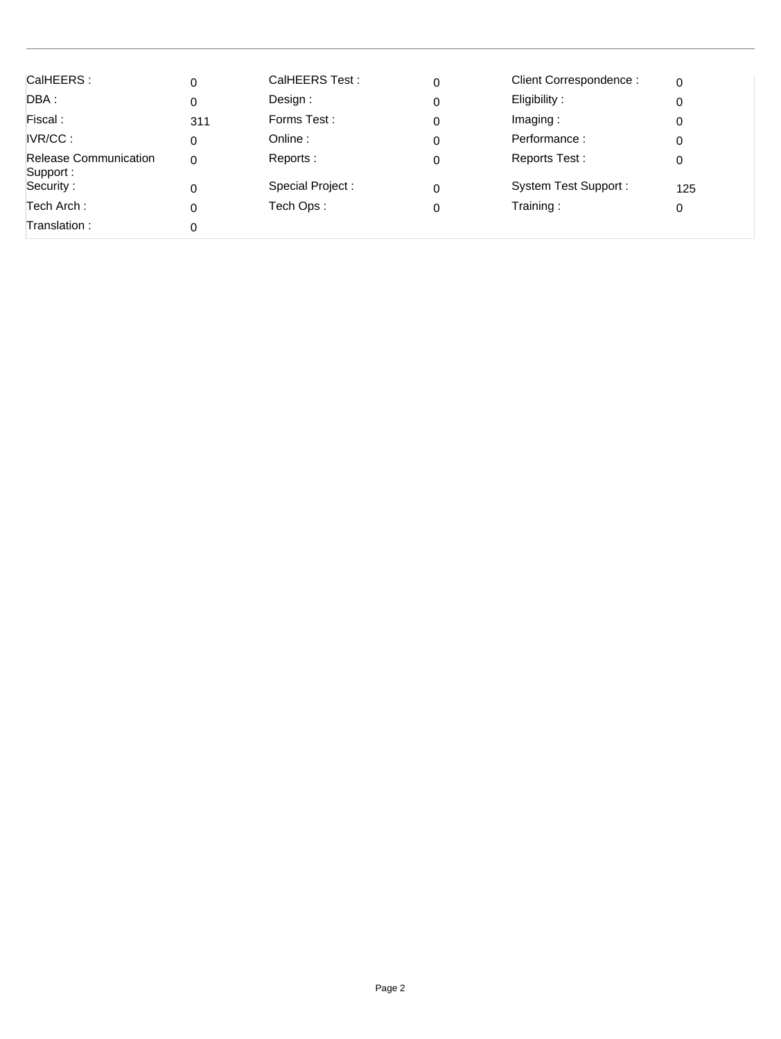| | | | | | |
|---|---|---|---|---|---|
| CalHEERS : | 0 | CalHEERS Test : | 0 | Client Correspondence : | 0 |
| DBA : | 0 | Design : | 0 | Eligibility : | 0 |
| Fiscal : | 311 | Forms Test : | 0 | Imaging : | 0 |
| IVR/CC : | 0 | Online : | 0 | Performance : | 0 |
| Release Communication Support : | 0 | Reports : | 0 | Reports Test : | 0 |
| Security : | 0 | Special Project : | 0 | System Test Support : | 125 |
| Tech Arch : | 0 | Tech Ops : | 0 | Training : | 0 |
| Translation : | 0 | | | | |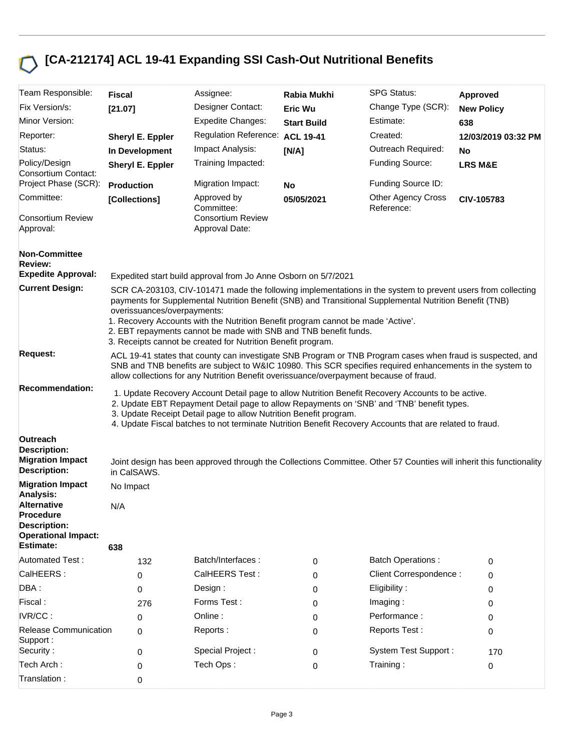# [CA-212174] ACL 19-41 Expanding SSI Cash-Out Nutritional Benefits

| | | | | | |
|---|---|---|---|---|---|
| Team Responsible: | **Fiscal** | Assignee: | **Rabia Mukhi** | SPG Status: | **Approved** |
| Fix Version/s: | **[21.07]** | Designer Contact: | **Eric Wu** | Change Type (SCR): | **New Policy** |
| Minor Version: | | Expedite Changes: | **Start Build** | Estimate: | **638** |
| Reporter: | **Sheryl E. Eppler** | Regulation Reference: | **ACL 19-41** | Created: | **12/03/2019 03:32 PM** |
| Status: | **In Development** | Impact Analysis: | **[N/A]** | Outreach Required: | **No** |
| Policy/Design Consortium Contact: | **Sheryl E. Eppler** | Training Impacted: | | Funding Source: | **LRS M&E** |
| Project Phase (SCR): | **Production** | Migration Impact: | **No** | Funding Source ID: | |
| Committee: | **[Collections]** | Approved by Committee: | **05/05/2021** | Other Agency Cross Reference: | **CIV-105783** |
| Consortium Review Approval: | | Consortium Review Approval Date: | | | |

**Non-Committee Review:**

**Expedite Approval:** Expedited start build approval from Jo Anne Osborn on 5/7/2021

**Current Design:** SCR CA-203103, CIV-101471 made the following implementations in the system to prevent users from collecting payments for Supplemental Nutrition Benefit (SNB) and Transitional Supplemental Nutrition Benefit (TNB) overissuances/overpayments:

1. Recovery Accounts with the Nutrition Benefit program cannot be made 'Active'.
2. EBT repayments cannot be made with SNB and TNB benefit funds.
3. Receipts cannot be created for Nutrition Benefit program.

**Request:** ACL 19-41 states that county can investigate SNB Program or TNB Program cases when fraud is suspected, and SNB and TNB benefits are subject to W&IC 10980. This SCR specifies required enhancements in the system to allow collections for any Nutrition Benefit overissuance/overpayment because of fraud.

**Recommendation:**

1. Update Recovery Account Detail page to allow Nutrition Benefit Recovery Accounts to be active.
2. Update EBT Repayment Detail page to allow Repayments on 'SNB' and 'TNB' benefit types.
3. Update Receipt Detail page to allow Nutrition Benefit program.
4. Update Fiscal batches to not terminate Nutrition Benefit Recovery Accounts that are related to fraud.

**Outreach Description:**

**Migration Impact Description:** Joint design has been approved through the Collections Committee. Other 57 Counties will inherit this functionality in CalSAWS.

**Migration Impact Analysis:** No Impact

**Alternative Procedure Description:** N/A

**Operational Impact:**

**Estimate:** **638**

| | | | | | |
|---|---|---|---|---|---|
| Automated Test : | 132 | Batch/Interfaces : | 0 | Batch Operations : | 0 |
| CalHEERS : | 0 | CalHEERS Test : | 0 | Client Correspondence : | 0 |
| DBA : | 0 | Design : | 0 | Eligibility : | 0 |
| Fiscal : | 276 | Forms Test : | 0 | Imaging : | 0 |
| IVR/CC : | 0 | Online : | 0 | Performance : | 0 |
| Release Communication Support : | 0 | Reports : | 0 | Reports Test : | 0 |
| Security : | 0 | Special Project : | 0 | System Test Support : | 170 |
| Tech Arch : | 0 | Tech Ops : | 0 | Training : | 0 |
| Translation : | 0 | | | | |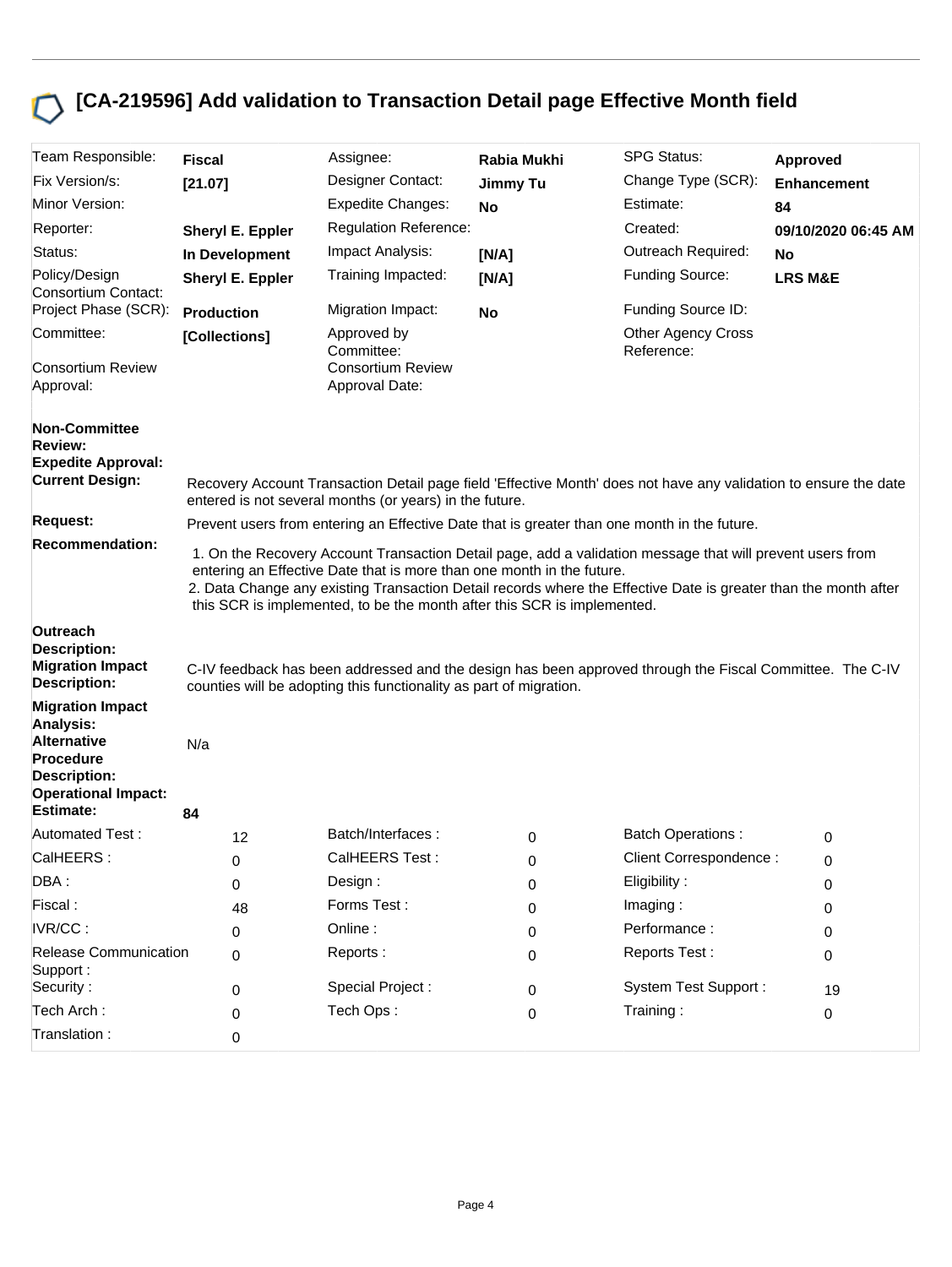# [CA-219596] Add validation to Transaction Detail page Effective Month field

| Team Responsible: | **Fiscal** | Assignee: | **Rabia Mukhi** | SPG Status: | **Approved** |
|---|---|---|---|---|---|
| Fix Version/s: | **[21.07]** | Designer Contact: | **Jimmy Tu** | Change Type (SCR): | **Enhancement** |
| Minor Version: | | Expedite Changes: | **No** | Estimate: | **84** |
| Reporter: | **Sheryl E. Eppler** | Regulation Reference: | | Created: | **09/10/2020 06:45 AM** |
| Status: | **In Development** | Impact Analysis: | **[N/A]** | Outreach Required: | **No** |
| Policy/Design Consortium Contact: | **Sheryl E. Eppler** | Training Impacted: | **[N/A]** | Funding Source: | **LRS M&E** |
| Project Phase (SCR): | **Production** | Migration Impact: | **No** | Funding Source ID: | |
| Committee: | **[Collections]** | Approved by Committee: | | Other Agency Cross Reference: | |
| Consortium Review Approval: | | Consortium Review Approval Date: | | | |

**Non-Committee Review:**

**Expedite Approval:**

**Current Design:** Recovery Account Transaction Detail page field 'Effective Month' does not have any validation to ensure the date entered is not several months (or years) in the future.

**Request:** Prevent users from entering an Effective Date that is greater than one month in the future.

**Recommendation:**

1. On the Recovery Account Transaction Detail page, add a validation message that will prevent users from entering an Effective Date that is more than one month in the future.
2. Data Change any existing Transaction Detail records where the Effective Date is greater than the month after this SCR is implemented, to be the month after this SCR is implemented.

**Outreach Description:**

**Migration Impact Description:** C-IV feedback has been addressed and the design has been approved through the Fiscal Committee. The C-IV counties will be adopting this functionality as part of migration.

**Migration Impact Analysis:**

**Alternative Procedure Description:** N/a

**Operational Impact:**

**Estimate:** **84**

| | | | | | |
|---|---|---|---|---|---|
| Automated Test : | 12 | Batch/Interfaces : | 0 | Batch Operations : | 0 |
| CalHEERS : | 0 | CalHEERS Test : | 0 | Client Correspondence : | 0 |
| DBA : | 0 | Design : | 0 | Eligibility : | 0 |
| Fiscal : | 48 | Forms Test : | 0 | Imaging : | 0 |
| IVR/CC : | 0 | Online : | 0 | Performance : | 0 |
| Release Communication Support : | 0 | Reports : | 0 | Reports Test : | 0 |
| Security : | 0 | Special Project : | 0 | System Test Support : | 19 |
| Tech Arch : | 0 | Tech Ops : | 0 | Training : | 0 |
| Translation : | 0 | | | | |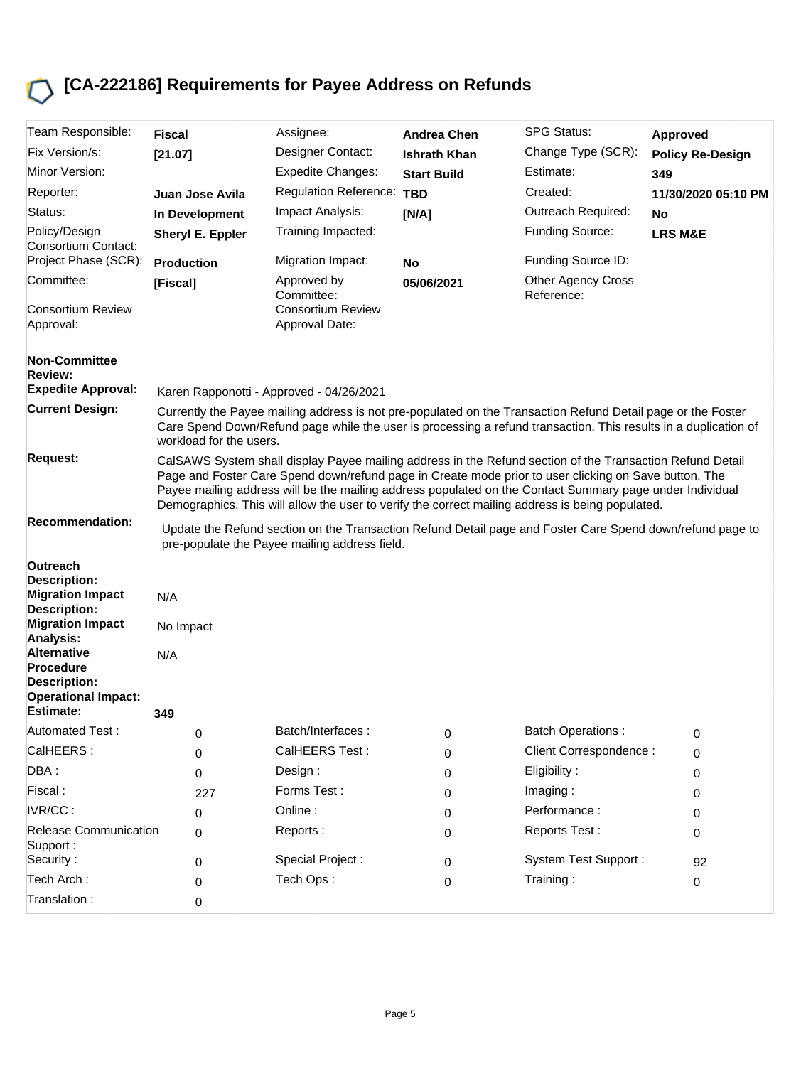# [CA-222186] Requirements for Payee Address on Refunds

| | | | | | |
|---|---|---|---|---|---|
| Team Responsible: | **Fiscal** | Assignee: | **Andrea Chen** | SPG Status: | **Approved** |
| Fix Version/s: | **[21.07]** | Designer Contact: | **Ishrath Khan** | Change Type (SCR): | **Policy Re-Design** |
| Minor Version: | | Expedite Changes: | **Start Build** | Estimate: | **349** |
| Reporter: | **Juan Jose Avila** | Regulation Reference: | **TBD** | Created: | **11/30/2020 05:10 PM** |
| Status: | **In Development** | Impact Analysis: | **[N/A]** | Outreach Required: | **No** |
| Policy/Design Consortium Contact: | **Sheryl E. Eppler** | Training Impacted: | | Funding Source: | **LRS M&E** |
| Project Phase (SCR): | **Production** | Migration Impact: | **No** | Funding Source ID: | |
| Committee: | **[Fiscal]** | Approved by Committee: | **05/06/2021** | Other Agency Cross Reference: | |
| Consortium Review Approval: | | Consortium Review Approval Date: | | | |

**Non-Committee Review:**

**Expedite Approval:** Karen Rapponotti - Approved - 04/26/2021

**Current Design:** Currently the Payee mailing address is not pre-populated on the Transaction Refund Detail page or the Foster Care Spend Down/Refund page while the user is processing a refund transaction. This results in a duplication of workload for the users.

**Request:** CalSAWS System shall display Payee mailing address in the Refund section of the Transaction Refund Detail Page and Foster Care Spend down/refund page in Create mode prior to user clicking on Save button. The Payee mailing address will be the mailing address populated on the Contact Summary page under Individual Demographics. This will allow the user to verify the correct mailing address is being populated.

**Recommendation:** Update the Refund section on the Transaction Refund Detail page and Foster Care Spend down/refund page to pre-populate the Payee mailing address field.

**Outreach Description:**

**Migration Impact Description:** N/A

**Migration Impact Analysis:** No Impact

**Alternative Procedure Description:** N/A

**Operational Impact:**

**Estimate:** **349**

| | | | | | |
|---|---|---|---|---|---|
| Automated Test : | 0 | Batch/Interfaces : | 0 | Batch Operations : | 0 |
| CalHEERS : | 0 | CalHEERS Test : | 0 | Client Correspondence : | 0 |
| DBA : | 0 | Design : | 0 | Eligibility : | 0 |
| Fiscal : | 227 | Forms Test : | 0 | Imaging : | 0 |
| IVR/CC : | 0 | Online : | 0 | Performance : | 0 |
| Release Communication Support : | 0 | Reports : | 0 | Reports Test : | 0 |
| Security : | 0 | Special Project : | 0 | System Test Support : | 92 |
| Tech Arch : | 0 | Tech Ops : | 0 | Training : | 0 |
| Translation : | 0 | | | | |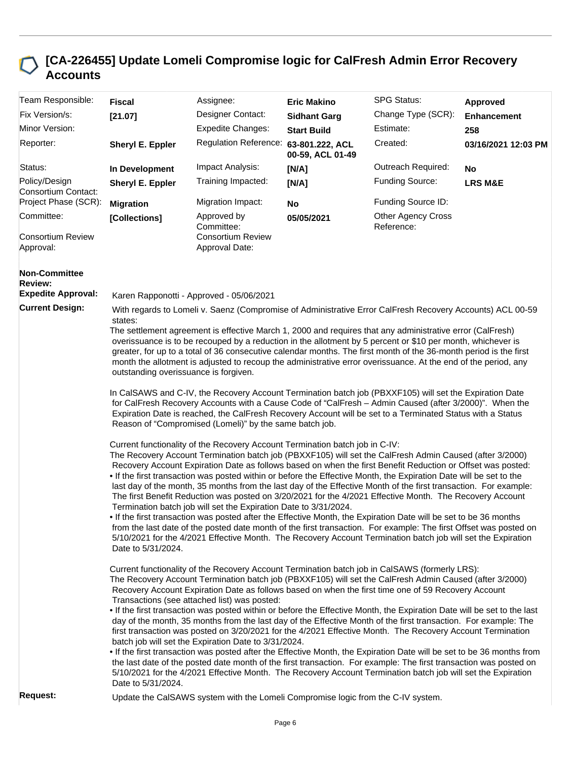# [CA-226455] Update Lomeli Compromise logic for CalFresh Admin Error Recovery Accounts

| | | | | | |
|---|---|---|---|---|---|
| Team Responsible: | **Fiscal** | Assignee: | **Eric Makino** | SPG Status: | **Approved** |
| Fix Version/s: | **[21.07]** | Designer Contact: | **Sidhant Garg** | Change Type (SCR): | **Enhancement** |
| Minor Version: | | Expedite Changes: | **Start Build** | Estimate: | **258** |
| Reporter: | **Sheryl E. Eppler** | Regulation Reference: | **63-801.222, ACL 00-59, ACL 01-49** | Created: | **03/16/2021 12:03 PM** |
| Status: | **In Development** | Impact Analysis: | **[N/A]** | Outreach Required: | **No** |
| Policy/Design Consortium Contact: | **Sheryl E. Eppler** | Training Impacted: | **[N/A]** | Funding Source: | **LRS M&E** |
| Project Phase (SCR): | **Migration** | Migration Impact: | **No** | Funding Source ID: | |
| Committee: | **[Collections]** | Approved by Committee: | **05/05/2021** | Other Agency Cross Reference: | |
| Consortium Review Approval: | | Consortium Review Approval Date: | | | |

**Non-Committee Review:**

**Expedite Approval:** Karen Rapponotti - Approved - 05/06/2021

**Current Design:**

With regards to Lomeli v. Saenz (Compromise of Administrative Error CalFresh Recovery Accounts) ACL 00-59 states:

The settlement agreement is effective March 1, 2000 and requires that any administrative error (CalFresh) overissuance is to be recouped by a reduction in the allotment by 5 percent or $10 per month, whichever is greater, for up to a total of 36 consecutive calendar months. The first month of the 36-month period is the first month the allotment is adjusted to recoup the administrative error overissuance. At the end of the period, any outstanding overissuance is forgiven.

In CalSAWS and C-IV, the Recovery Account Termination batch job (PBXXF105) will set the Expiration Date for CalFresh Recovery Accounts with a Cause Code of "CalFresh – Admin Caused (after 3/2000)". When the Expiration Date is reached, the CalFresh Recovery Account will be set to a Terminated Status with a Status Reason of "Compromised (Lomeli)" by the same batch job.

Current functionality of the Recovery Account Termination batch job in C-IV:

The Recovery Account Termination batch job (PBXXF105) will set the CalFresh Admin Caused (after 3/2000) Recovery Account Expiration Date as follows based on when the first Benefit Reduction or Offset was posted:

- If the first transaction was posted within or before the Effective Month, the Expiration Date will be set to the last day of the month, 35 months from the last day of the Effective Month of the first transaction. For example: The first Benefit Reduction was posted on 3/20/2021 for the 4/2021 Effective Month. The Recovery Account Termination batch job will set the Expiration Date to 3/31/2024.
- If the first transaction was posted after the Effective Month, the Expiration Date will be set to be 36 months from the last date of the posted date month of the first transaction. For example: The first Offset was posted on 5/10/2021 for the 4/2021 Effective Month. The Recovery Account Termination batch job will set the Expiration Date to 5/31/2024.

Current functionality of the Recovery Account Termination batch job in CalSAWS (formerly LRS):

The Recovery Account Termination batch job (PBXXF105) will set the CalFresh Admin Caused (after 3/2000) Recovery Account Expiration Date as follows based on when the first time one of 59 Recovery Account Transactions (see attached list) was posted:

- If the first transaction was posted within or before the Effective Month, the Expiration Date will be set to the last day of the month, 35 months from the last day of the Effective Month of the first transaction. For example: The first transaction was posted on 3/20/2021 for the 4/2021 Effective Month. The Recovery Account Termination batch job will set the Expiration Date to 3/31/2024.
- If the first transaction was posted after the Effective Month, the Expiration Date will be set to be 36 months from the last date of the posted date month of the first transaction. For example: The first transaction was posted on 5/10/2021 for the 4/2021 Effective Month. The Recovery Account Termination batch job will set the Expiration Date to 5/31/2024.

**Request:** Update the CalSAWS system with the Lomeli Compromise logic from the C-IV system.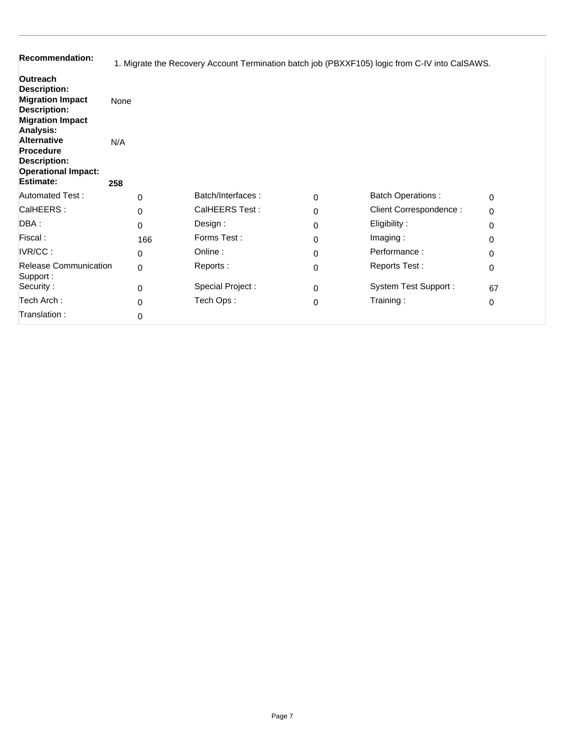**Recommendation:** 1. Migrate the Recovery Account Termination batch job (PBXXF105) logic from C-IV into CalSAWS.

**Outreach Description:**

**Migration Impact Description:** None

**Migration Impact Analysis:**

**Alternative Procedure Description:** N/A

**Operational Impact:**

**Estimate:** **258**

| | | | | | |
|---|---|---|---|---|---|
| Automated Test : | 0 | Batch/Interfaces : | 0 | Batch Operations : | 0 |
| CalHEERS : | 0 | CalHEERS Test : | 0 | Client Correspondence : | 0 |
| DBA : | 0 | Design : | 0 | Eligibility : | 0 |
| Fiscal : | 166 | Forms Test : | 0 | Imaging : | 0 |
| IVR/CC : | 0 | Online : | 0 | Performance : | 0 |
| Release Communication Support : | 0 | Reports : | 0 | Reports Test : | 0 |
| Security : | 0 | Special Project : | 0 | System Test Support : | 67 |
| Tech Arch : | 0 | Tech Ops : | 0 | Training : | 0 |
| Translation : | 0 | | | | |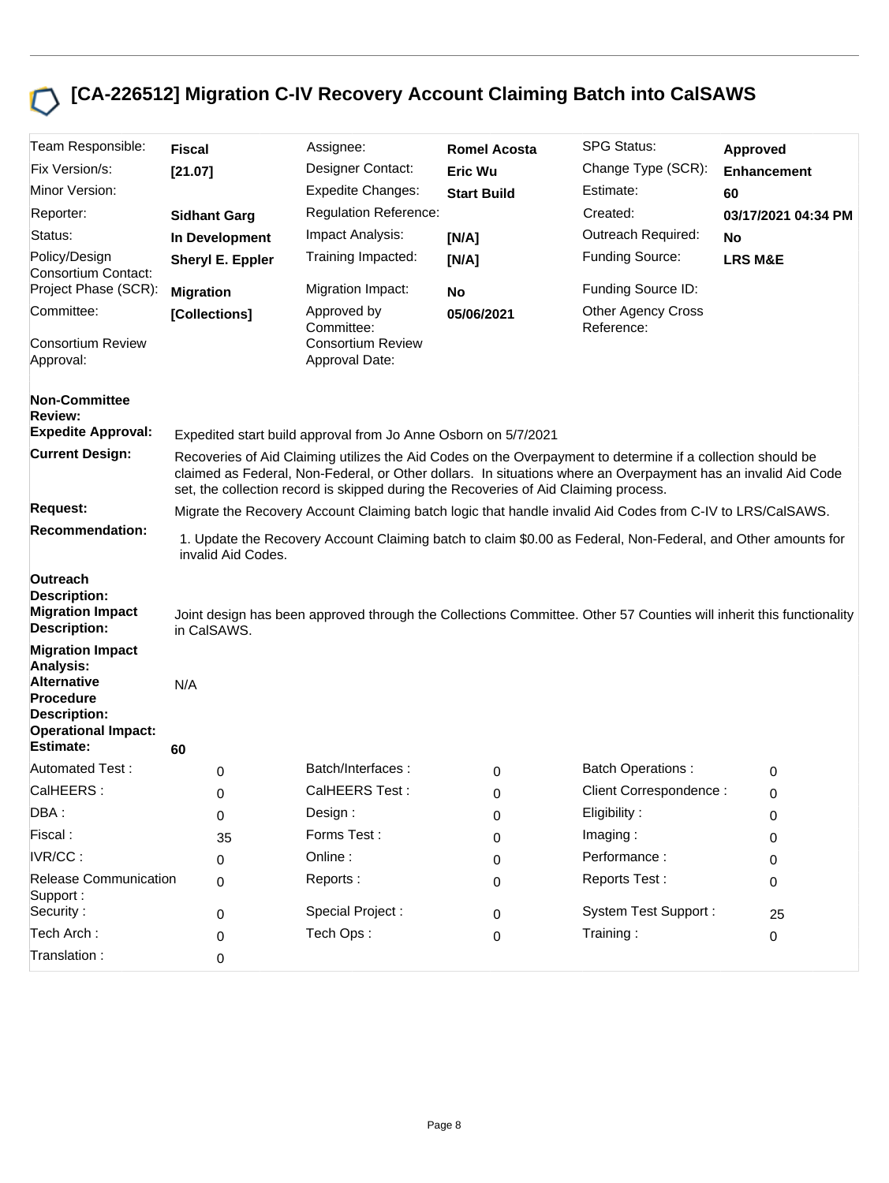# [CA-226512] Migration C-IV Recovery Account Claiming Batch into CalSAWS

| | | | | | |
|---|---|---|---|---|---|
| Team Responsible: | **Fiscal** | Assignee: | **Romel Acosta** | SPG Status: | **Approved** |
| Fix Version/s: | **[21.07]** | Designer Contact: | **Eric Wu** | Change Type (SCR): | **Enhancement** |
| Minor Version: | | Expedite Changes: | **Start Build** | Estimate: | **60** |
| Reporter: | **Sidhant Garg** | Regulation Reference: | | Created: | **03/17/2021 04:34 PM** |
| Status: | **In Development** | Impact Analysis: | **[N/A]** | Outreach Required: | **No** |
| Policy/Design Consortium Contact: | **Sheryl E. Eppler** | Training Impacted: | **[N/A]** | Funding Source: | **LRS M&E** |
| Project Phase (SCR): | **Migration** | Migration Impact: | **No** | Funding Source ID: | |
| Committee: | **[Collections]** | Approved by Committee: | **05/06/2021** | Other Agency Cross Reference: | |
| Consortium Review Approval: | | Consortium Review Approval Date: | | | |

**Non-Committee Review:**

**Expedite Approval:** Expedited start build approval from Jo Anne Osborn on 5/7/2021

**Current Design:** Recoveries of Aid Claiming utilizes the Aid Codes on the Overpayment to determine if a collection should be claimed as Federal, Non-Federal, or Other dollars. In situations where an Overpayment has an invalid Aid Code set, the collection record is skipped during the Recoveries of Aid Claiming process.

**Request:** Migrate the Recovery Account Claiming batch logic that handle invalid Aid Codes from C-IV to LRS/CalSAWS.

**Recommendation:**

1. Update the Recovery Account Claiming batch to claim $0.00 as Federal, Non-Federal, and Other amounts for invalid Aid Codes.

**Outreach Description:**

**Migration Impact Description:** Joint design has been approved through the Collections Committee. Other 57 Counties will inherit this functionality in CalSAWS.

**Migration Impact Analysis:**

**Alternative Procedure Description:** N/A

**Operational Impact:**

**Estimate:** **60**

| | | | | | |
|---|---|---|---|---|---|
| Automated Test : | 0 | Batch/Interfaces : | 0 | Batch Operations : | 0 |
| CalHEERS : | 0 | CalHEERS Test : | 0 | Client Correspondence : | 0 |
| DBA : | 0 | Design : | 0 | Eligibility : | 0 |
| Fiscal : | 35 | Forms Test : | 0 | Imaging : | 0 |
| IVR/CC : | 0 | Online : | 0 | Performance : | 0 |
| Release Communication Support : | 0 | Reports : | 0 | Reports Test : | 0 |
| Security : | 0 | Special Project : | 0 | System Test Support : | 25 |
| Tech Arch : | 0 | Tech Ops : | 0 | Training : | 0 |
| Translation : | 0 | | | | |